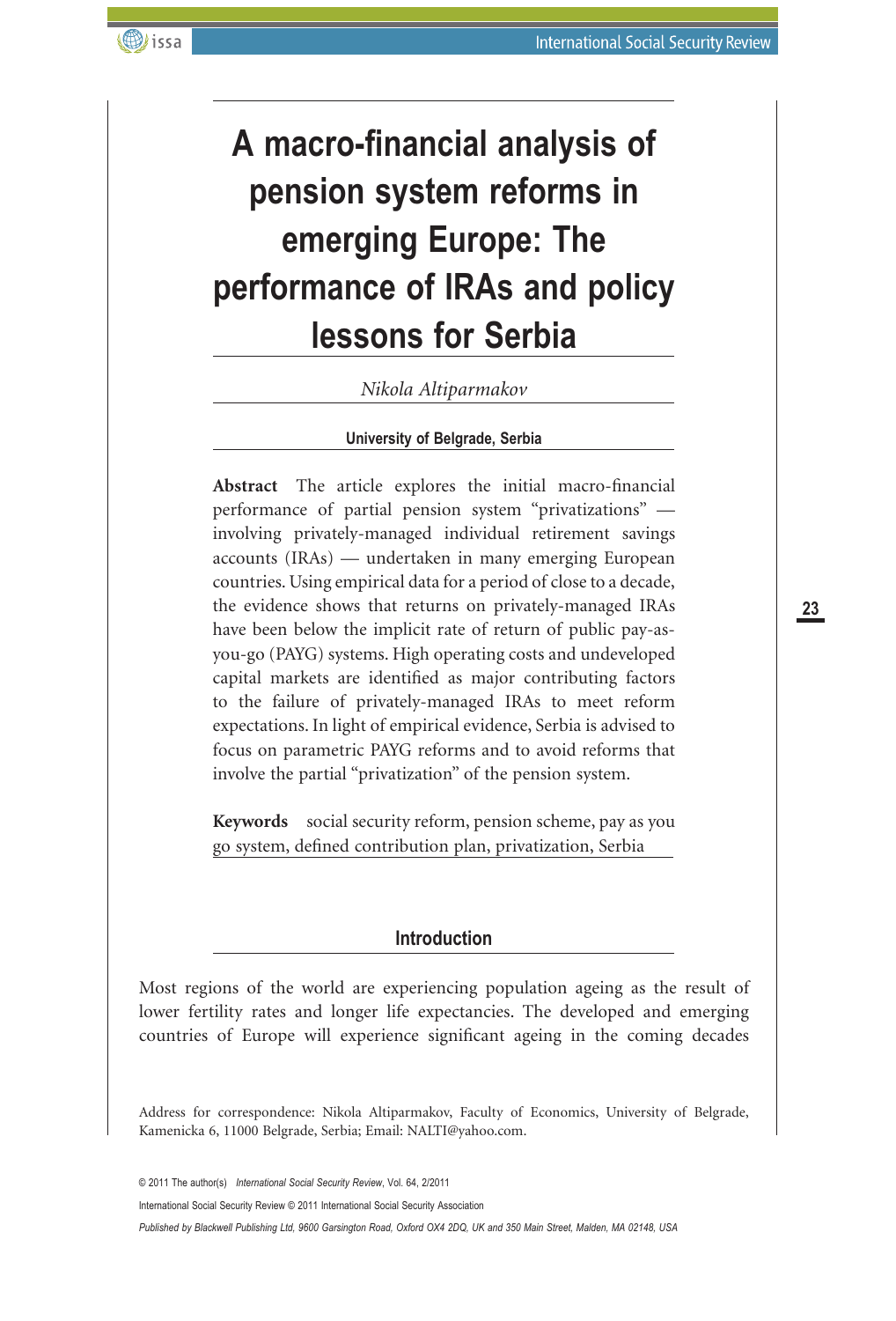# A macro-financial analysis of pension system reforms in emerging Europe: The performance of IRAs and policy lessons for Serbia

*Nikola Altiparmakov*

**University of Belgrade, Serbia**

**Abstract** The article explores the initial macro-financial performance of partial pension system "privatizations" — involving privately-managed individual retirement savings accounts (IRAs) — undertaken in many emerging European countries. Using empirical data for a period of close to a decade, the evidence shows that returns on privately-managed IRAs have been below the implicit rate of return of public pay-as-you-go (PAYG) systems. High operating costs and undeveloped capital markets are identified as major contributing factors to the failure of privately-managed IRAs to meet reform expectations. In light of empirical evidence, Serbia is advised to focus on parametric PAYG reforms and to avoid reforms that involve the partial "privatization" of the pension system.

**Keywords** social security reform, pension scheme, pay as you go system, defined contribution plan, privatization, Serbia

## Introduction

Most regions of the world are experiencing population ageing as the result of lower fertility rates and longer life expectancies. The developed and emerging countries of Europe will experience significant ageing in the coming decades

Address for correspondence: Nikola Altiparmakov, Faculty of Economics, University of Belgrade, Kamenicka 6, 11000 Belgrade, Serbia; Email: NALTI@yahoo.com.

© 2011 The author(s) *International Social Security Review*, Vol. 64, 2/2011

International Social Security Review © 2011 International Social Security Association

*Published by Blackwell Publishing Ltd, 9600 Garsington Road, Oxford OX4 2DQ, UK and 350 Main Street, Malden, MA 02148, USA*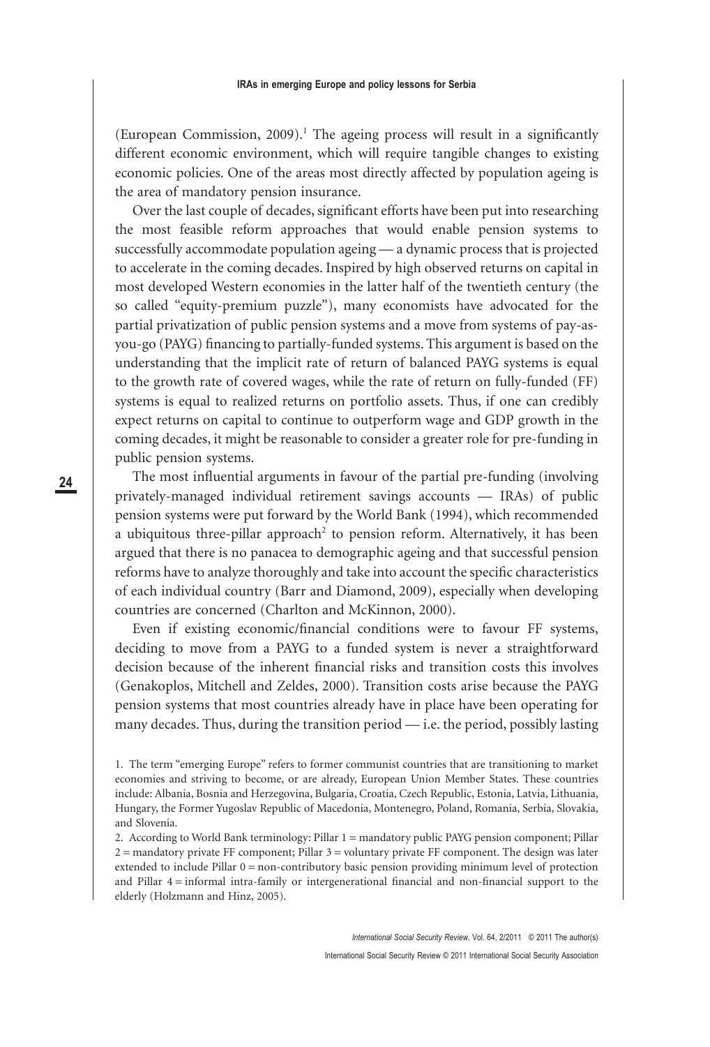(European Commission, 2009).[1] The ageing process will result in a significantly different economic environment, which will require tangible changes to existing economic policies. One of the areas most directly affected by population ageing is the area of mandatory pension insurance.

Over the last couple of decades, significant efforts have been put into researching the most feasible reform approaches that would enable pension systems to successfully accommodate population ageing — a dynamic process that is projected to accelerate in the coming decades. Inspired by high observed returns on capital in most developed Western economies in the latter half of the twentieth century (the so called "equity-premium puzzle"), many economists have advocated for the partial privatization of public pension systems and a move from systems of pay-as-you-go (PAYG) financing to partially-funded systems. This argument is based on the understanding that the implicit rate of return of balanced PAYG systems is equal to the growth rate of covered wages, while the rate of return on fully-funded (FF) systems is equal to realized returns on portfolio assets. Thus, if one can credibly expect returns on capital to continue to outperform wage and GDP growth in the coming decades, it might be reasonable to consider a greater role for pre-funding in public pension systems.

The most influential arguments in favour of the partial pre-funding (involving privately-managed individual retirement savings accounts — IRAs) of public pension systems were put forward by the World Bank (1994), which recommended a ubiquitous three-pillar approach[2] to pension reform. Alternatively, it has been argued that there is no panacea to demographic ageing and that successful pension reforms have to analyze thoroughly and take into account the specific characteristics of each individual country (Barr and Diamond, 2009), especially when developing countries are concerned (Charlton and McKinnon, 2000).

Even if existing economic/financial conditions were to favour FF systems, deciding to move from a PAYG to a funded system is never a straightforward decision because of the inherent financial risks and transition costs this involves (Genakoplos, Mitchell and Zeldes, 2000). Transition costs arise because the PAYG pension systems that most countries already have in place have been operating for many decades. Thus, during the transition period — i.e. the period, possibly lasting

1. The term "emerging Europe" refers to former communist countries that are transitioning to market economies and striving to become, or are already, European Union Member States. These countries include: Albania, Bosnia and Herzegovina, Bulgaria, Croatia, Czech Republic, Estonia, Latvia, Lithuania, Hungary, the Former Yugoslav Republic of Macedonia, Montenegro, Poland, Romania, Serbia, Slovakia, and Slovenia.

2. According to World Bank terminology: Pillar 1 = mandatory public PAYG pension component; Pillar 2 = mandatory private FF component; Pillar 3 = voluntary private FF component. The design was later extended to include Pillar 0 = non-contributory basic pension providing minimum level of protection and Pillar 4 = informal intra-family or intergenerational financial and non-financial support to the elderly (Holzmann and Hinz, 2005).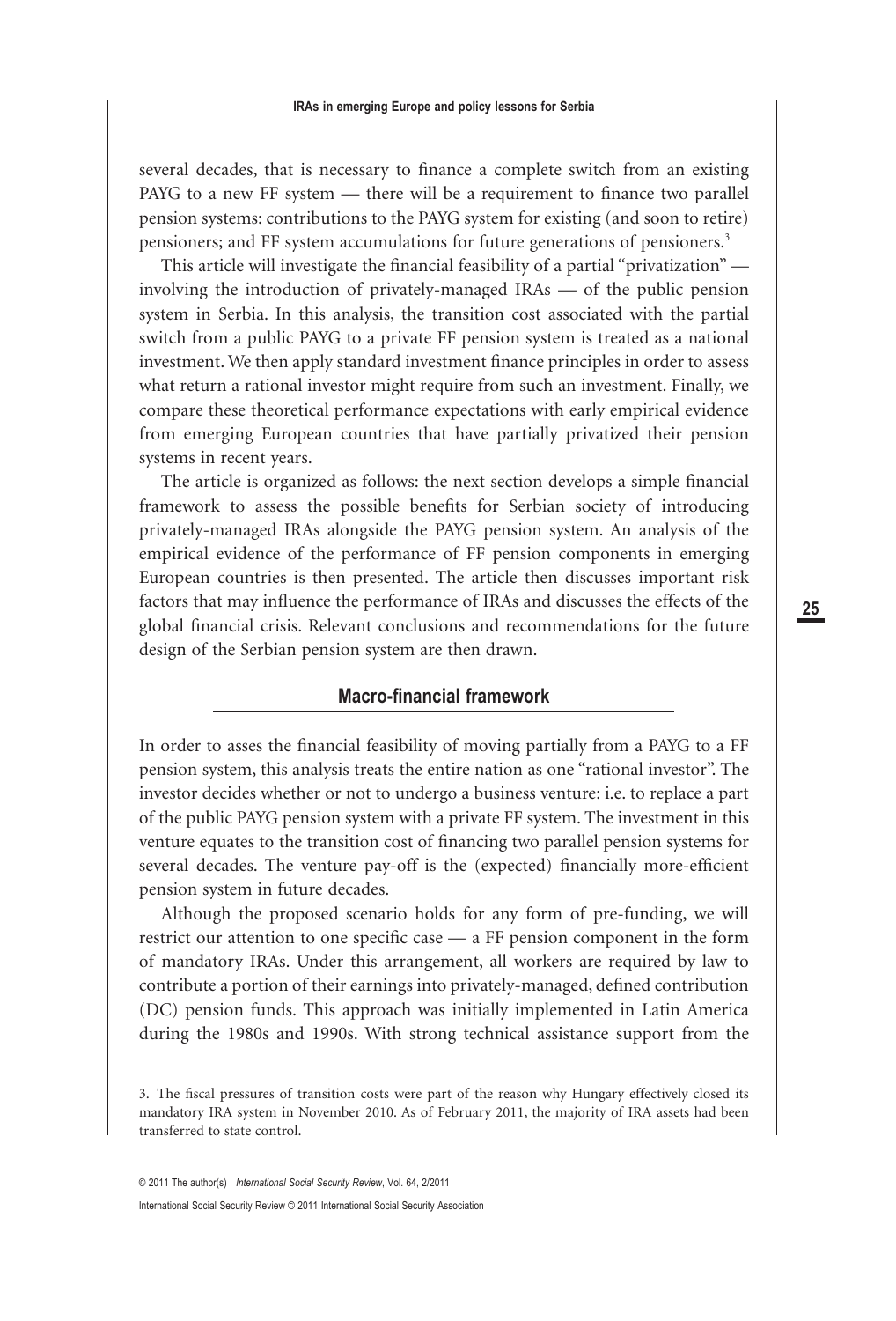several decades, that is necessary to finance a complete switch from an existing PAYG to a new FF system — there will be a requirement to finance two parallel pension systems: contributions to the PAYG system for existing (and soon to retire) pensioners; and FF system accumulations for future generations of pensioners.[3]

This article will investigate the financial feasibility of a partial "privatization" — involving the introduction of privately-managed IRAs — of the public pension system in Serbia. In this analysis, the transition cost associated with the partial switch from a public PAYG to a private FF pension system is treated as a national investment. We then apply standard investment finance principles in order to assess what return a rational investor might require from such an investment. Finally, we compare these theoretical performance expectations with early empirical evidence from emerging European countries that have partially privatized their pension systems in recent years.

The article is organized as follows: the next section develops a simple financial framework to assess the possible benefits for Serbian society of introducing privately-managed IRAs alongside the PAYG pension system. An analysis of the empirical evidence of the performance of FF pension components in emerging European countries is then presented. The article then discusses important risk factors that may influence the performance of IRAs and discusses the effects of the global financial crisis. Relevant conclusions and recommendations for the future design of the Serbian pension system are then drawn.

## Macro-financial framework

In order to asses the financial feasibility of moving partially from a PAYG to a FF pension system, this analysis treats the entire nation as one "rational investor". The investor decides whether or not to undergo a business venture: i.e. to replace a part of the public PAYG pension system with a private FF system. The investment in this venture equates to the transition cost of financing two parallel pension systems for several decades. The venture pay-off is the (expected) financially more-efficient pension system in future decades.

Although the proposed scenario holds for any form of pre-funding, we will restrict our attention to one specific case — a FF pension component in the form of mandatory IRAs. Under this arrangement, all workers are required by law to contribute a portion of their earnings into privately-managed, defined contribution (DC) pension funds. This approach was initially implemented in Latin America during the 1980s and 1990s. With strong technical assistance support from the

3. The fiscal pressures of transition costs were part of the reason why Hungary effectively closed its mandatory IRA system in November 2010. As of February 2011, the majority of IRA assets had been transferred to state control.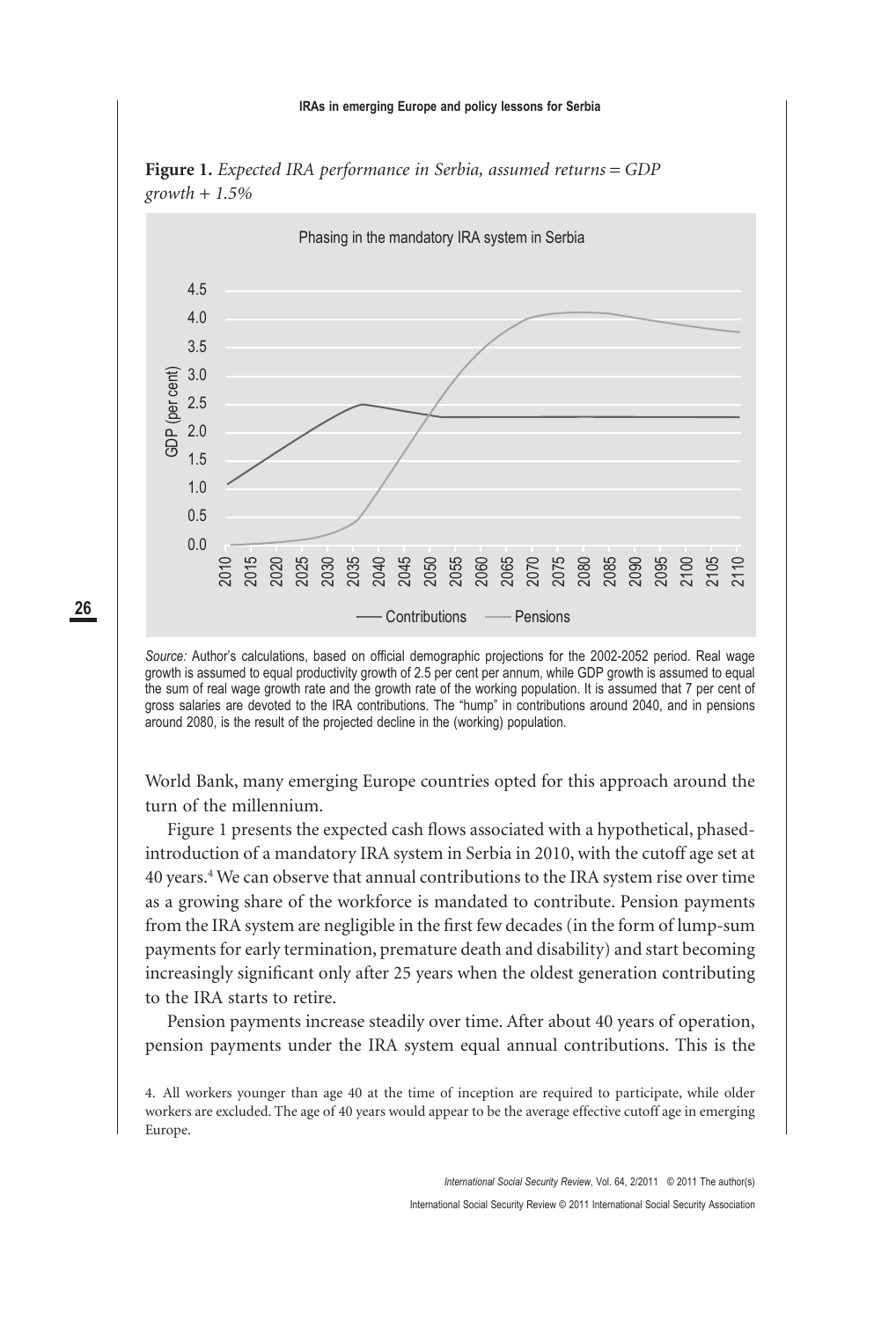**Figure 1.** *Expected IRA performance in Serbia, assumed returns = GDP growth + 1.5%*

*Source:* Author's calculations, based on official demographic projections for the 2002-2052 period. Real wage growth is assumed to equal productivity growth of 2.5 per cent per annum, while GDP growth is assumed to equal the sum of real wage growth rate and the growth rate of the working population. It is assumed that 7 per cent of gross salaries are devoted to the IRA contributions. The "hump" in contributions around 2040, and in pensions around 2080, is the result of the projected decline in the (working) population.

World Bank, many emerging Europe countries opted for this approach around the turn of the millennium.

Figure 1 presents the expected cash flows associated with a hypothetical, phased-introduction of a mandatory IRA system in Serbia in 2010, with the cutoff age set at 40 years.[4] We can observe that annual contributions to the IRA system rise over time as a growing share of the workforce is mandated to contribute. Pension payments from the IRA system are negligible in the first few decades (in the form of lump-sum payments for early termination, premature death and disability) and start becoming increasingly significant only after 25 years when the oldest generation contributing to the IRA starts to retire.

Pension payments increase steadily over time. After about 40 years of operation, pension payments under the IRA system equal annual contributions. This is the

4. All workers younger than age 40 at the time of inception are required to participate, while older workers are excluded. The age of 40 years would appear to be the average effective cutoff age in emerging Europe.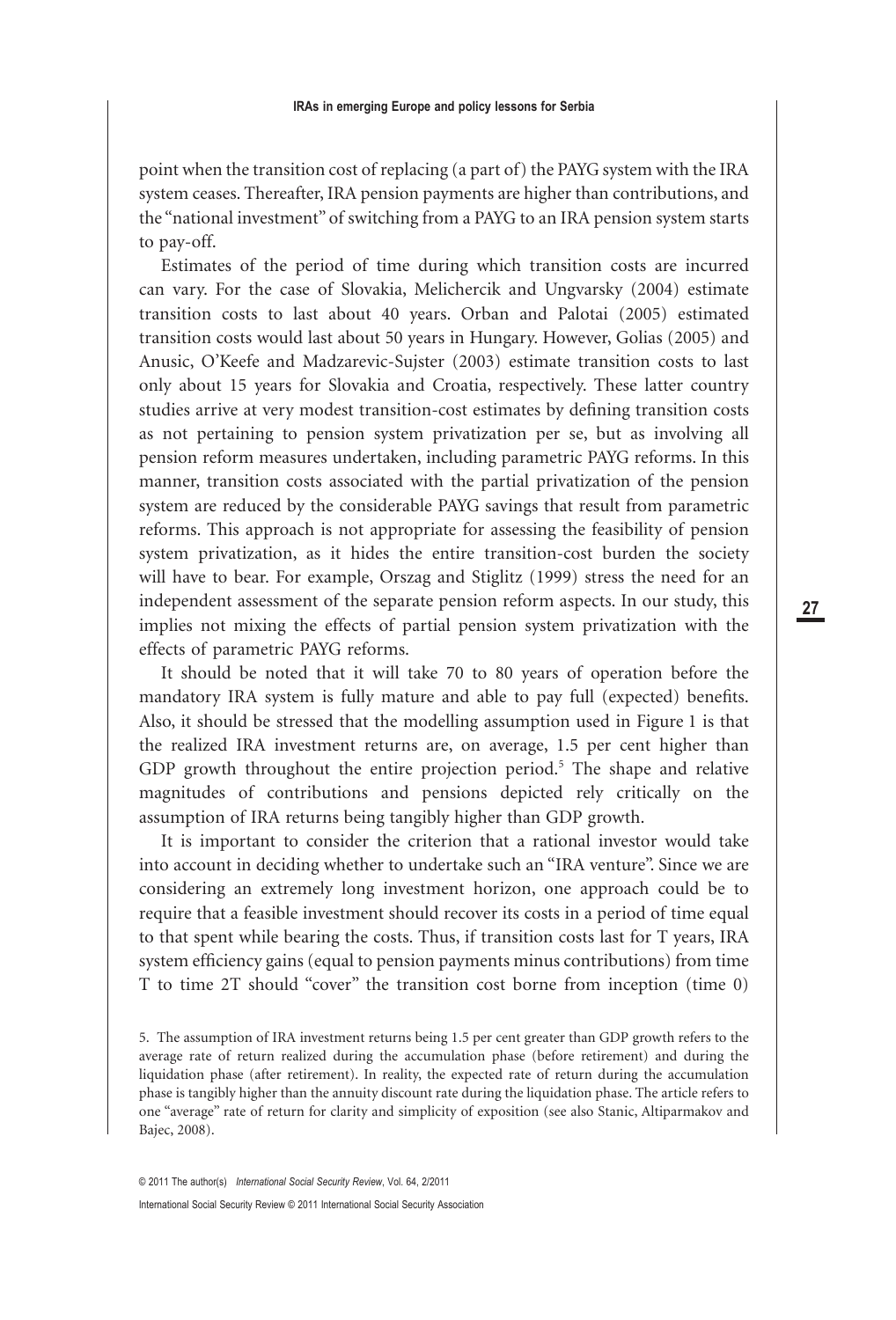point when the transition cost of replacing (a part of) the PAYG system with the IRA system ceases. Thereafter, IRA pension payments are higher than contributions, and the "national investment" of switching from a PAYG to an IRA pension system starts to pay-off.

Estimates of the period of time during which transition costs are incurred can vary. For the case of Slovakia, Melichercik and Ungvarsky (2004) estimate transition costs to last about 40 years. Orban and Palotai (2005) estimated transition costs would last about 50 years in Hungary. However, Golias (2005) and Anusic, O'Keefe and Madzarevic-Sujster (2003) estimate transition costs to last only about 15 years for Slovakia and Croatia, respectively. These latter country studies arrive at very modest transition-cost estimates by defining transition costs as not pertaining to pension system privatization per se, but as involving all pension reform measures undertaken, including parametric PAYG reforms. In this manner, transition costs associated with the partial privatization of the pension system are reduced by the considerable PAYG savings that result from parametric reforms. This approach is not appropriate for assessing the feasibility of pension system privatization, as it hides the entire transition-cost burden the society will have to bear. For example, Orszag and Stiglitz (1999) stress the need for an independent assessment of the separate pension reform aspects. In our study, this implies not mixing the effects of partial pension system privatization with the effects of parametric PAYG reforms.

It should be noted that it will take 70 to 80 years of operation before the mandatory IRA system is fully mature and able to pay full (expected) benefits. Also, it should be stressed that the modelling assumption used in Figure 1 is that the realized IRA investment returns are, on average, 1.5 per cent higher than GDP growth throughout the entire projection period.[5] The shape and relative magnitudes of contributions and pensions depicted rely critically on the assumption of IRA returns being tangibly higher than GDP growth.

It is important to consider the criterion that a rational investor would take into account in deciding whether to undertake such an "IRA venture". Since we are considering an extremely long investment horizon, one approach could be to require that a feasible investment should recover its costs in a period of time equal to that spent while bearing the costs. Thus, if transition costs last for T years, IRA system efficiency gains (equal to pension payments minus contributions) from time T to time 2T should "cover" the transition cost borne from inception (time 0)

5. The assumption of IRA investment returns being 1.5 per cent greater than GDP growth refers to the average rate of return realized during the accumulation phase (before retirement) and during the liquidation phase (after retirement). In reality, the expected rate of return during the accumulation phase is tangibly higher than the annuity discount rate during the liquidation phase. The article refers to one "average" rate of return for clarity and simplicity of exposition (see also Stanic, Altiparmakov and Bajec, 2008).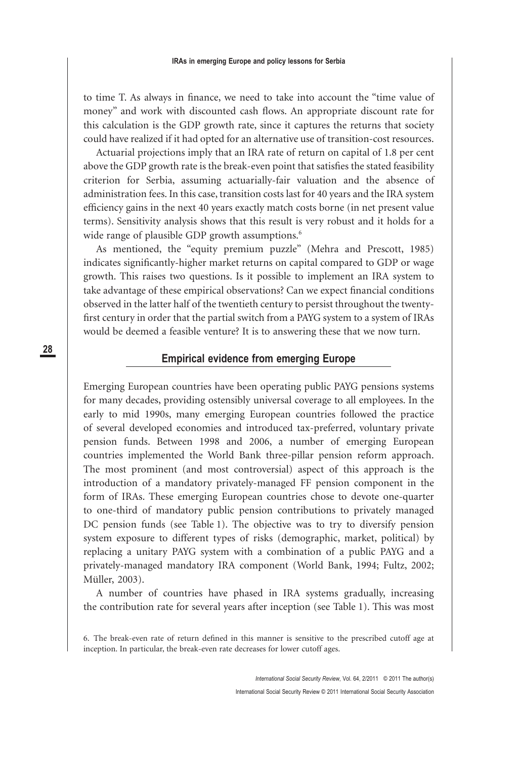to time T. As always in finance, we need to take into account the "time value of money" and work with discounted cash flows. An appropriate discount rate for this calculation is the GDP growth rate, since it captures the returns that society could have realized if it had opted for an alternative use of transition-cost resources.

Actuarial projections imply that an IRA rate of return on capital of 1.8 per cent above the GDP growth rate is the break-even point that satisfies the stated feasibility criterion for Serbia, assuming actuarially-fair valuation and the absence of administration fees. In this case, transition costs last for 40 years and the IRA system efficiency gains in the next 40 years exactly match costs borne (in net present value terms). Sensitivity analysis shows that this result is very robust and it holds for a wide range of plausible GDP growth assumptions.[6]

As mentioned, the "equity premium puzzle" (Mehra and Prescott, 1985) indicates significantly-higher market returns on capital compared to GDP or wage growth. This raises two questions. Is it possible to implement an IRA system to take advantage of these empirical observations? Can we expect financial conditions observed in the latter half of the twentieth century to persist throughout the twenty-first century in order that the partial switch from a PAYG system to a system of IRAs would be deemed a feasible venture? It is to answering these that we now turn.

## Empirical evidence from emerging Europe

Emerging European countries have been operating public PAYG pensions systems for many decades, providing ostensibly universal coverage to all employees. In the early to mid 1990s, many emerging European countries followed the practice of several developed economies and introduced tax-preferred, voluntary private pension funds. Between 1998 and 2006, a number of emerging European countries implemented the World Bank three-pillar pension reform approach. The most prominent (and most controversial) aspect of this approach is the introduction of a mandatory privately-managed FF pension component in the form of IRAs. These emerging European countries chose to devote one-quarter to one-third of mandatory public pension contributions to privately managed DC pension funds (see Table 1). The objective was to try to diversify pension system exposure to different types of risks (demographic, market, political) by replacing a unitary PAYG system with a combination of a public PAYG and a privately-managed mandatory IRA component (World Bank, 1994; Fultz, 2002; Müller, 2003).

A number of countries have phased in IRA systems gradually, increasing the contribution rate for several years after inception (see Table 1). This was most

6. The break-even rate of return defined in this manner is sensitive to the prescribed cutoff age at inception. In particular, the break-even rate decreases for lower cutoff ages.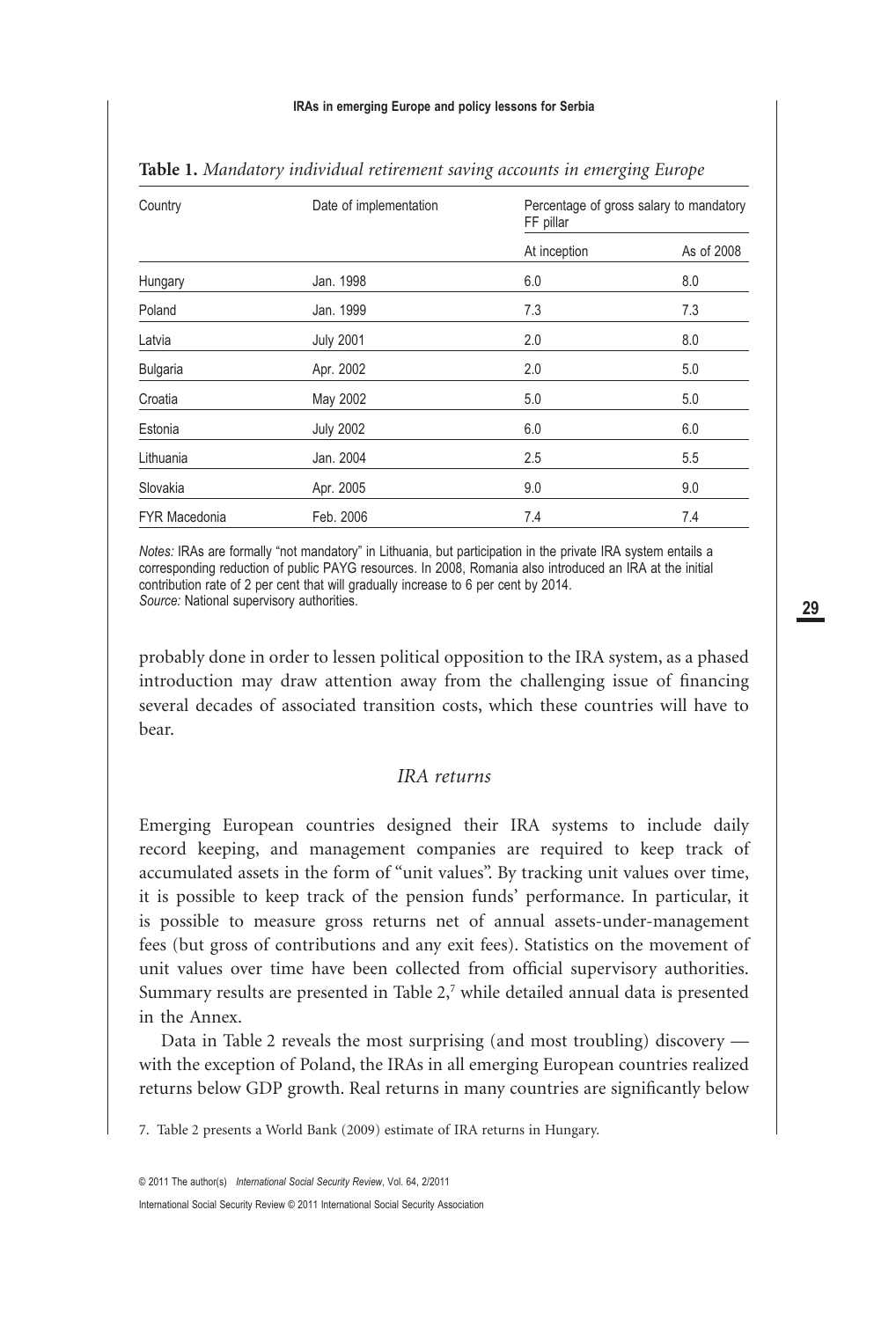**Table 1.** *Mandatory individual retirement saving accounts in emerging Europe*

| Country | Date of implementation | Percentage of gross salary to mandatory FF pillar | |
|---|---|---|---|
| | | At inception | As of 2008 |
| Hungary | Jan. 1998 | 6.0 | 8.0 |
| Poland | Jan. 1999 | 7.3 | 7.3 |
| Latvia | July 2001 | 2.0 | 8.0 |
| Bulgaria | Apr. 2002 | 2.0 | 5.0 |
| Croatia | May 2002 | 5.0 | 5.0 |
| Estonia | July 2002 | 6.0 | 6.0 |
| Lithuania | Jan. 2004 | 2.5 | 5.5 |
| Slovakia | Apr. 2005 | 9.0 | 9.0 |
| FYR Macedonia | Feb. 2006 | 7.4 | 7.4 |

*Notes:* IRAs are formally "not mandatory" in Lithuania, but participation in the private IRA system entails a corresponding reduction of public PAYG resources. In 2008, Romania also introduced an IRA at the initial contribution rate of 2 per cent that will gradually increase to 6 per cent by 2014.
*Source:* National supervisory authorities.

probably done in order to lessen political opposition to the IRA system, as a phased introduction may draw attention away from the challenging issue of financing several decades of associated transition costs, which these countries will have to bear.

### *IRA returns*

Emerging European countries designed their IRA systems to include daily record keeping, and management companies are required to keep track of accumulated assets in the form of "unit values". By tracking unit values over time, it is possible to keep track of the pension funds' performance. In particular, it is possible to measure gross returns net of annual assets-under-management fees (but gross of contributions and any exit fees). Statistics on the movement of unit values over time have been collected from official supervisory authorities. Summary results are presented in Table 2,[7] while detailed annual data is presented in the Annex.

Data in Table 2 reveals the most surprising (and most troubling) discovery — with the exception of Poland, the IRAs in all emerging European countries realized returns below GDP growth. Real returns in many countries are significantly below

7. Table 2 presents a World Bank (2009) estimate of IRA returns in Hungary.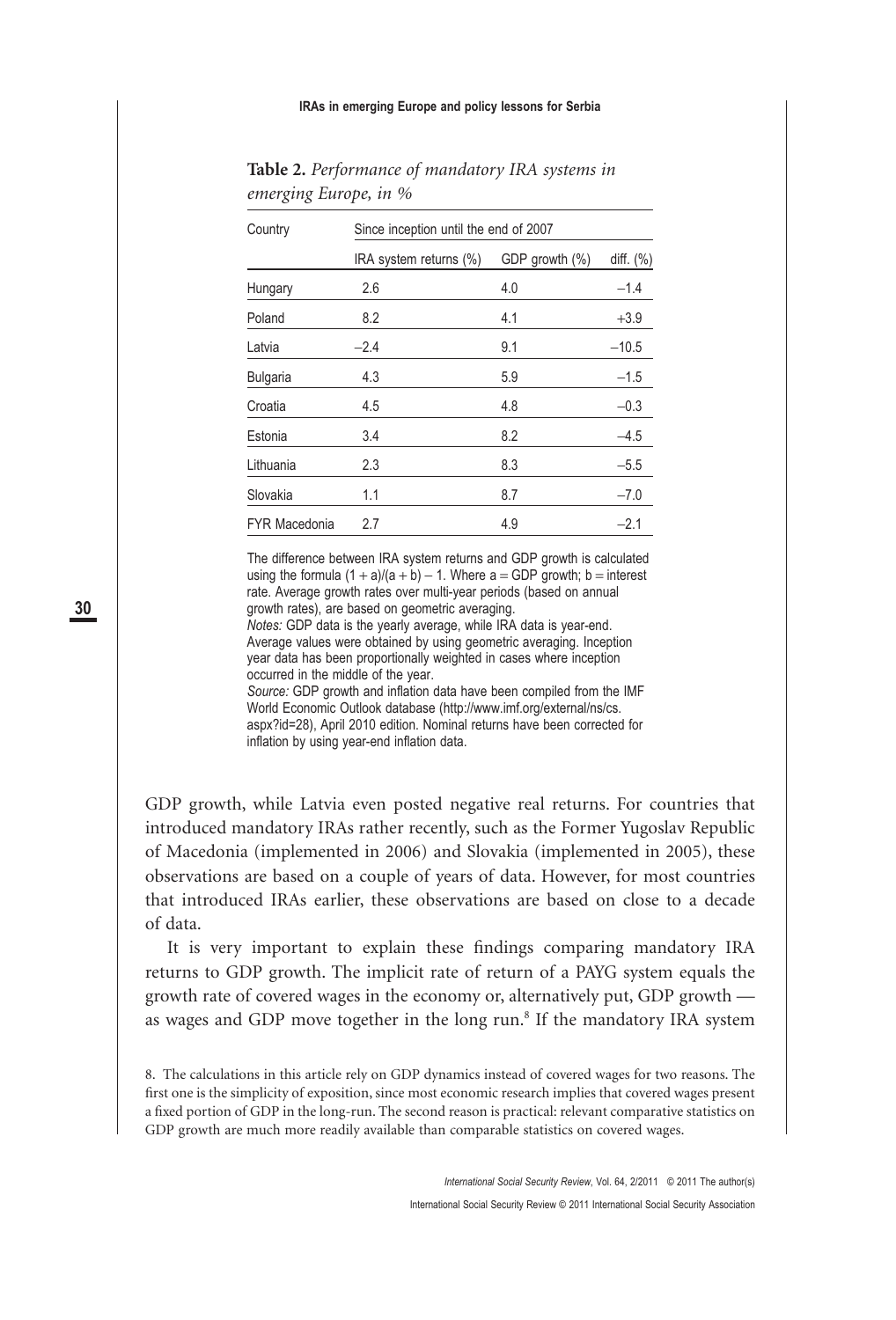**Table 2.** *Performance of mandatory IRA systems in emerging Europe, in %*

| Country | Since inception until the end of 2007 | | |
|---|---|---|---|
| | IRA system returns (%) | GDP growth (%) | diff. (%) |
| Hungary | 2.6 | 4.0 | −1.4 |
| Poland | 8.2 | 4.1 | +3.9 |
| Latvia | −2.4 | 9.1 | −10.5 |
| Bulgaria | 4.3 | 5.9 | −1.5 |
| Croatia | 4.5 | 4.8 | −0.3 |
| Estonia | 3.4 | 8.2 | −4.5 |
| Lithuania | 2.3 | 8.3 | −5.5 |
| Slovakia | 1.1 | 8.7 | −7.0 |
| FYR Macedonia | 2.7 | 4.9 | −2.1 |

The difference between IRA system returns and GDP growth is calculated using the formula $(1 + a)/(a + b) - 1$. Where $a$ = GDP growth; $b$ = interest rate. Average growth rates over multi-year periods (based on annual growth rates), are based on geometric averaging.

*Notes:* GDP data is the yearly average, while IRA data is year-end. Average values were obtained by using geometric averaging. Inception year data has been proportionally weighted in cases where inception occurred in the middle of the year.

*Source:* GDP growth and inflation data have been compiled from the IMF World Economic Outlook database (http://www.imf.org/external/ns/cs.aspx?id=28), April 2010 edition. Nominal returns have been corrected for inflation by using year-end inflation data.

GDP growth, while Latvia even posted negative real returns. For countries that introduced mandatory IRAs rather recently, such as the Former Yugoslav Republic of Macedonia (implemented in 2006) and Slovakia (implemented in 2005), these observations are based on a couple of years of data. However, for most countries that introduced IRAs earlier, these observations are based on close to a decade of data.

It is very important to explain these findings comparing mandatory IRA returns to GDP growth. The implicit rate of return of a PAYG system equals the growth rate of covered wages in the economy or, alternatively put, GDP growth — as wages and GDP move together in the long run.[8] If the mandatory IRA system

8. The calculations in this article rely on GDP dynamics instead of covered wages for two reasons. The first one is the simplicity of exposition, since most economic research implies that covered wages present a fixed portion of GDP in the long-run. The second reason is practical: relevant comparative statistics on GDP growth are much more readily available than comparable statistics on covered wages.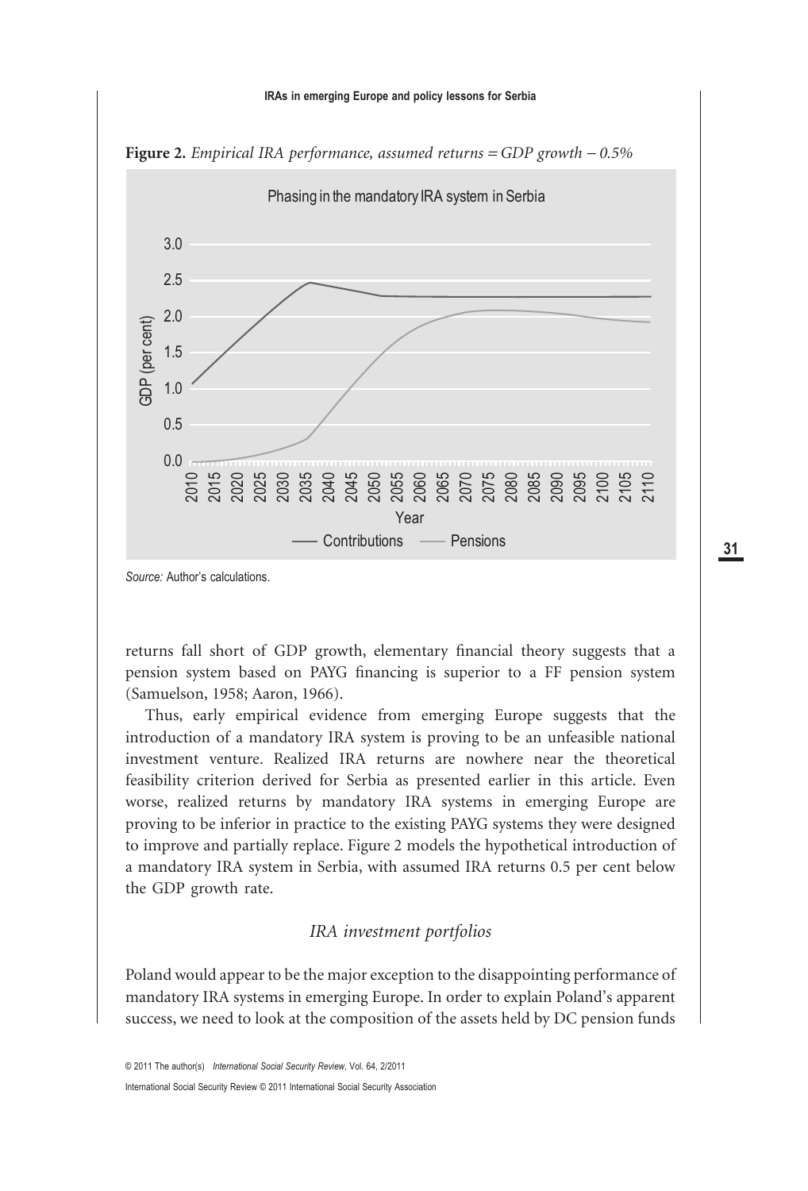**Figure 2.** *Empirical IRA performance, assumed returns = GDP growth − 0.5%*

Source: Author's calculations.

returns fall short of GDP growth, elementary financial theory suggests that a pension system based on PAYG financing is superior to a FF pension system (Samuelson, 1958; Aaron, 1966).

Thus, early empirical evidence from emerging Europe suggests that the introduction of a mandatory IRA system is proving to be an unfeasible national investment venture. Realized IRA returns are nowhere near the theoretical feasibility criterion derived for Serbia as presented earlier in this article. Even worse, realized returns by mandatory IRA systems in emerging Europe are proving to be inferior in practice to the existing PAYG systems they were designed to improve and partially replace. Figure 2 models the hypothetical introduction of a mandatory IRA system in Serbia, with assumed IRA returns 0.5 per cent below the GDP growth rate.

### *IRA investment portfolios*

Poland would appear to be the major exception to the disappointing performance of mandatory IRA systems in emerging Europe. In order to explain Poland's apparent success, we need to look at the composition of the assets held by DC pension funds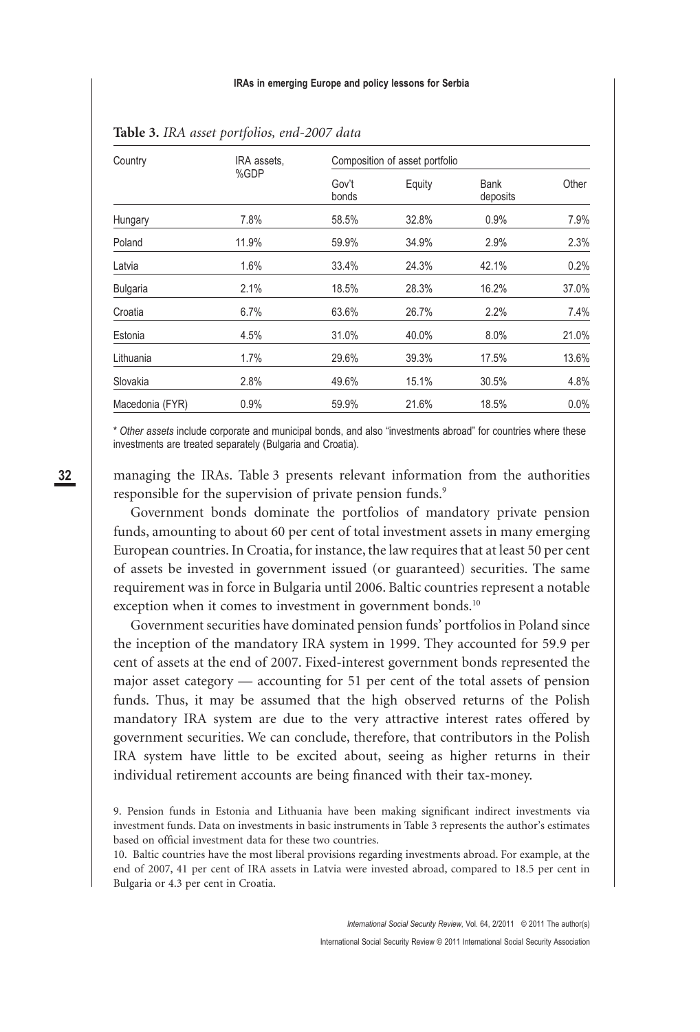**Table 3.** *IRA asset portfolios, end-2007 data*

| Country | IRA assets, %GDP | Composition of asset portfolio | | | |
|---|---|---|---|---|---|
| | | Gov't bonds | Equity | Bank deposits | Other |
| Hungary | 7.8% | 58.5% | 32.8% | 0.9% | 7.9% |
| Poland | 11.9% | 59.9% | 34.9% | 2.9% | 2.3% |
| Latvia | 1.6% | 33.4% | 24.3% | 42.1% | 0.2% |
| Bulgaria | 2.1% | 18.5% | 28.3% | 16.2% | 37.0% |
| Croatia | 6.7% | 63.6% | 26.7% | 2.2% | 7.4% |
| Estonia | 4.5% | 31.0% | 40.0% | 8.0% | 21.0% |
| Lithuania | 1.7% | 29.6% | 39.3% | 17.5% | 13.6% |
| Slovakia | 2.8% | 49.6% | 15.1% | 30.5% | 4.8% |
| Macedonia (FYR) | 0.9% | 59.9% | 21.6% | 18.5% | 0.0% |

* *Other assets* include corporate and municipal bonds, and also "investments abroad" for countries where these investments are treated separately (Bulgaria and Croatia).

managing the IRAs. Table 3 presents relevant information from the authorities responsible for the supervision of private pension funds.[9]

Government bonds dominate the portfolios of mandatory private pension funds, amounting to about 60 per cent of total investment assets in many emerging European countries. In Croatia, for instance, the law requires that at least 50 per cent of assets be invested in government issued (or guaranteed) securities. The same requirement was in force in Bulgaria until 2006. Baltic countries represent a notable exception when it comes to investment in government bonds.[10]

Government securities have dominated pension funds' portfolios in Poland since the inception of the mandatory IRA system in 1999. They accounted for 59.9 per cent of assets at the end of 2007. Fixed-interest government bonds represented the major asset category — accounting for 51 per cent of the total assets of pension funds. Thus, it may be assumed that the high observed returns of the Polish mandatory IRA system are due to the very attractive interest rates offered by government securities. We can conclude, therefore, that contributors in the Polish IRA system have little to be excited about, seeing as higher returns in their individual retirement accounts are being financed with their tax-money.

9. Pension funds in Estonia and Lithuania have been making significant indirect investments via investment funds. Data on investments in basic instruments in Table 3 represents the author's estimates based on official investment data for these two countries.

10. Baltic countries have the most liberal provisions regarding investments abroad. For example, at the end of 2007, 41 per cent of IRA assets in Latvia were invested abroad, compared to 18.5 per cent in Bulgaria or 4.3 per cent in Croatia.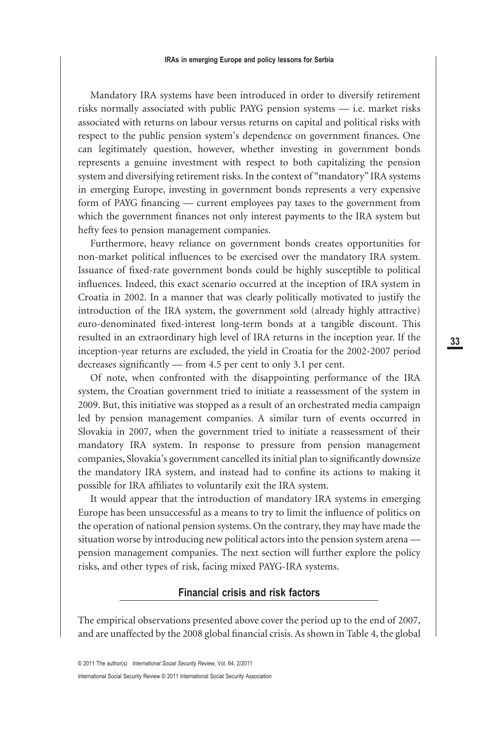Mandatory IRA systems have been introduced in order to diversify retirement risks normally associated with public PAYG pension systems — i.e. market risks associated with returns on labour versus returns on capital and political risks with respect to the public pension system's dependence on government finances. One can legitimately question, however, whether investing in government bonds represents a genuine investment with respect to both capitalizing the pension system and diversifying retirement risks. In the context of "mandatory" IRA systems in emerging Europe, investing in government bonds represents a very expensive form of PAYG financing — current employees pay taxes to the government from which the government finances not only interest payments to the IRA system but hefty fees to pension management companies.

Furthermore, heavy reliance on government bonds creates opportunities for non-market political influences to be exercised over the mandatory IRA system. Issuance of fixed-rate government bonds could be highly susceptible to political influences. Indeed, this exact scenario occurred at the inception of IRA system in Croatia in 2002. In a manner that was clearly politically motivated to justify the introduction of the IRA system, the government sold (already highly attractive) euro-denominated fixed-interest long-term bonds at a tangible discount. This resulted in an extraordinary high level of IRA returns in the inception year. If the inception-year returns are excluded, the yield in Croatia for the 2002-2007 period decreases significantly — from 4.5 per cent to only 3.1 per cent.

Of note, when confronted with the disappointing performance of the IRA system, the Croatian government tried to initiate a reassessment of the system in 2009. But, this initiative was stopped as a result of an orchestrated media campaign led by pension management companies. A similar turn of events occurred in Slovakia in 2007, when the government tried to initiate a reassessment of their mandatory IRA system. In response to pressure from pension management companies, Slovakia's government cancelled its initial plan to significantly downsize the mandatory IRA system, and instead had to confine its actions to making it possible for IRA affiliates to voluntarily exit the IRA system.

It would appear that the introduction of mandatory IRA systems in emerging Europe has been unsuccessful as a means to try to limit the influence of politics on the operation of national pension systems. On the contrary, they may have made the situation worse by introducing new political actors into the pension system arena — pension management companies. The next section will further explore the policy risks, and other types of risk, facing mixed PAYG-IRA systems.

## Financial crisis and risk factors

The empirical observations presented above cover the period up to the end of 2007, and are unaffected by the 2008 global financial crisis. As shown in Table 4, the global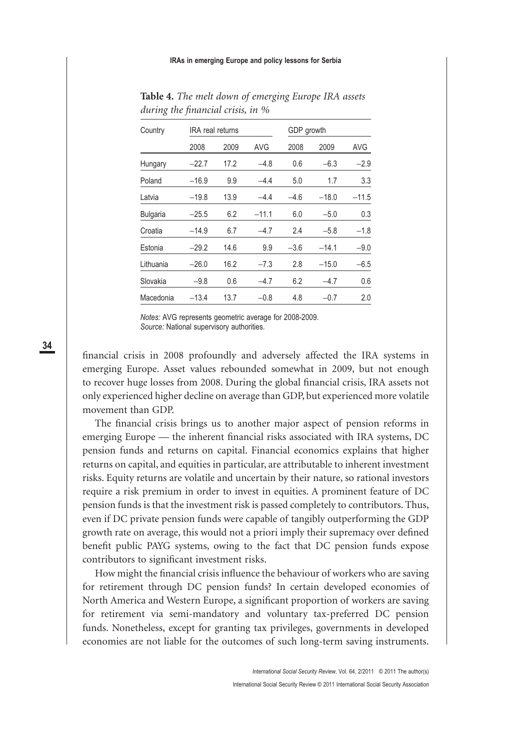**Table 4.** *The melt down of emerging Europe IRA assets during the financial crisis, in %*

| Country | IRA real returns | | | GDP growth | | |
|---|---|---|---|---|---|---|
| | 2008 | 2009 | AVG | 2008 | 2009 | AVG |
| Hungary | −22.7 | 17.2 | −4.8 | 0.6 | −6.3 | −2.9 |
| Poland | −16.9 | 9.9 | −4.4 | 5.0 | 1.7 | 3.3 |
| Latvia | −19.8 | 13.9 | −4.4 | −4.6 | −18.0 | −11.5 |
| Bulgaria | −25.5 | 6.2 | −11.1 | 6.0 | −5.0 | 0.3 |
| Croatia | −14.9 | 6.7 | −4.7 | 2.4 | −5.8 | −1.8 |
| Estonia | −29.2 | 14.6 | 9.9 | −3.6 | −14.1 | −9.0 |
| Lithuania | −26.0 | 16.2 | −7.3 | 2.8 | −15.0 | −6.5 |
| Slovakia | −9.8 | 0.6 | −4.7 | 6.2 | −4.7 | 0.6 |
| Macedonia | −13.4 | 13.7 | −0.8 | 4.8 | −0.7 | 2.0 |

*Notes:* AVG represents geometric average for 2008-2009.
*Source:* National supervisory authorities.

financial crisis in 2008 profoundly and adversely affected the IRA systems in emerging Europe. Asset values rebounded somewhat in 2009, but not enough to recover huge losses from 2008. During the global financial crisis, IRA assets not only experienced higher decline on average than GDP, but experienced more volatile movement than GDP.

The financial crisis brings us to another major aspect of pension reforms in emerging Europe — the inherent financial risks associated with IRA systems, DC pension funds and returns on capital. Financial economics explains that higher returns on capital, and equities in particular, are attributable to inherent investment risks. Equity returns are volatile and uncertain by their nature, so rational investors require a risk premium in order to invest in equities. A prominent feature of DC pension funds is that the investment risk is passed completely to contributors. Thus, even if DC private pension funds were capable of tangibly outperforming the GDP growth rate on average, this would not a priori imply their supremacy over defined benefit public PAYG systems, owing to the fact that DC pension funds expose contributors to significant investment risks.

How might the financial crisis influence the behaviour of workers who are saving for retirement through DC pension funds? In certain developed economies of North America and Western Europe, a significant proportion of workers are saving for retirement via semi-mandatory and voluntary tax-preferred DC pension funds. Nonetheless, except for granting tax privileges, governments in developed economies are not liable for the outcomes of such long-term saving instruments.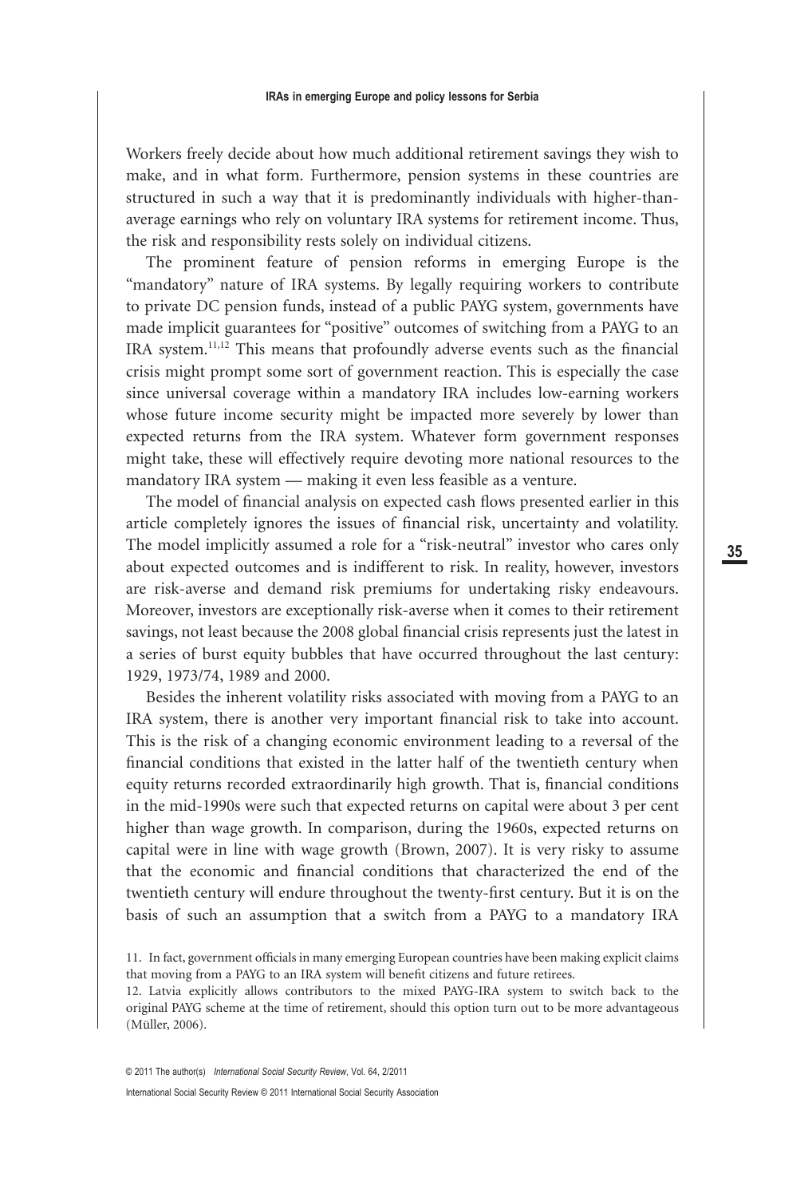Workers freely decide about how much additional retirement savings they wish to make, and in what form. Furthermore, pension systems in these countries are structured in such a way that it is predominantly individuals with higher-than-average earnings who rely on voluntary IRA systems for retirement income. Thus, the risk and responsibility rests solely on individual citizens.

The prominent feature of pension reforms in emerging Europe is the "mandatory" nature of IRA systems. By legally requiring workers to contribute to private DC pension funds, instead of a public PAYG system, governments have made implicit guarantees for "positive" outcomes of switching from a PAYG to an IRA system.[11,12] This means that profoundly adverse events such as the financial crisis might prompt some sort of government reaction. This is especially the case since universal coverage within a mandatory IRA includes low-earning workers whose future income security might be impacted more severely by lower than expected returns from the IRA system. Whatever form government responses might take, these will effectively require devoting more national resources to the mandatory IRA system — making it even less feasible as a venture.

The model of financial analysis on expected cash flows presented earlier in this article completely ignores the issues of financial risk, uncertainty and volatility. The model implicitly assumed a role for a "risk-neutral" investor who cares only about expected outcomes and is indifferent to risk. In reality, however, investors are risk-averse and demand risk premiums for undertaking risky endeavours. Moreover, investors are exceptionally risk-averse when it comes to their retirement savings, not least because the 2008 global financial crisis represents just the latest in a series of burst equity bubbles that have occurred throughout the last century: 1929, 1973/74, 1989 and 2000.

Besides the inherent volatility risks associated with moving from a PAYG to an IRA system, there is another very important financial risk to take into account. This is the risk of a changing economic environment leading to a reversal of the financial conditions that existed in the latter half of the twentieth century when equity returns recorded extraordinarily high growth. That is, financial conditions in the mid-1990s were such that expected returns on capital were about 3 per cent higher than wage growth. In comparison, during the 1960s, expected returns on capital were in line with wage growth (Brown, 2007). It is very risky to assume that the economic and financial conditions that characterized the end of the twentieth century will endure throughout the twenty-first century. But it is on the basis of such an assumption that a switch from a PAYG to a mandatory IRA

11. In fact, government officials in many emerging European countries have been making explicit claims that moving from a PAYG to an IRA system will benefit citizens and future retirees.

12. Latvia explicitly allows contributors to the mixed PAYG-IRA system to switch back to the original PAYG scheme at the time of retirement, should this option turn out to be more advantageous (Müller, 2006).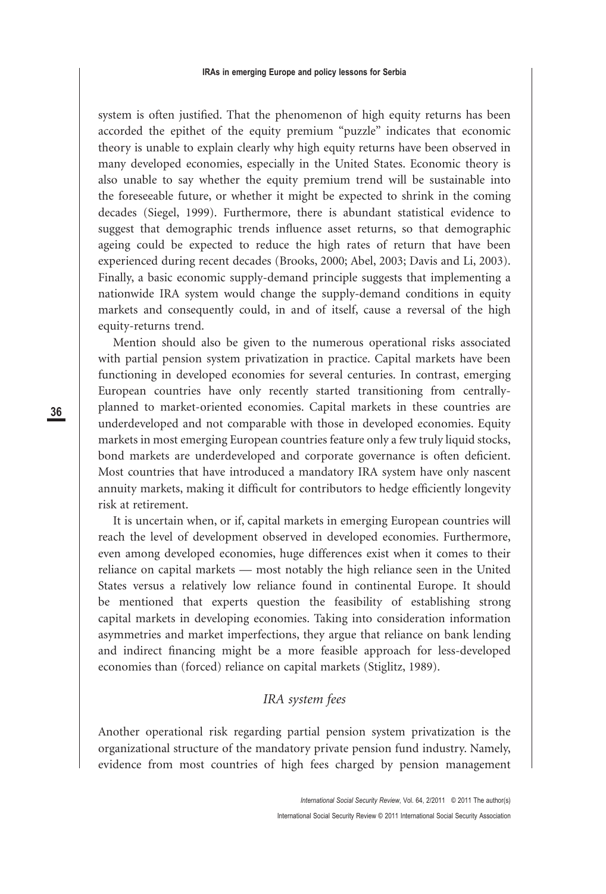system is often justified. That the phenomenon of high equity returns has been accorded the epithet of the equity premium "puzzle" indicates that economic theory is unable to explain clearly why high equity returns have been observed in many developed economies, especially in the United States. Economic theory is also unable to say whether the equity premium trend will be sustainable into the foreseeable future, or whether it might be expected to shrink in the coming decades (Siegel, 1999). Furthermore, there is abundant statistical evidence to suggest that demographic trends influence asset returns, so that demographic ageing could be expected to reduce the high rates of return that have been experienced during recent decades (Brooks, 2000; Abel, 2003; Davis and Li, 2003). Finally, a basic economic supply-demand principle suggests that implementing a nationwide IRA system would change the supply-demand conditions in equity markets and consequently could, in and of itself, cause a reversal of the high equity-returns trend.

Mention should also be given to the numerous operational risks associated with partial pension system privatization in practice. Capital markets have been functioning in developed economies for several centuries. In contrast, emerging European countries have only recently started transitioning from centrally-planned to market-oriented economies. Capital markets in these countries are underdeveloped and not comparable with those in developed economies. Equity markets in most emerging European countries feature only a few truly liquid stocks, bond markets are underdeveloped and corporate governance is often deficient. Most countries that have introduced a mandatory IRA system have only nascent annuity markets, making it difficult for contributors to hedge efficiently longevity risk at retirement.

It is uncertain when, or if, capital markets in emerging European countries will reach the level of development observed in developed economies. Furthermore, even among developed economies, huge differences exist when it comes to their reliance on capital markets — most notably the high reliance seen in the United States versus a relatively low reliance found in continental Europe. It should be mentioned that experts question the feasibility of establishing strong capital markets in developing economies. Taking into consideration information asymmetries and market imperfections, they argue that reliance on bank lending and indirect financing might be a more feasible approach for less-developed economies than (forced) reliance on capital markets (Stiglitz, 1989).

### *IRA system fees*

Another operational risk regarding partial pension system privatization is the organizational structure of the mandatory private pension fund industry. Namely, evidence from most countries of high fees charged by pension management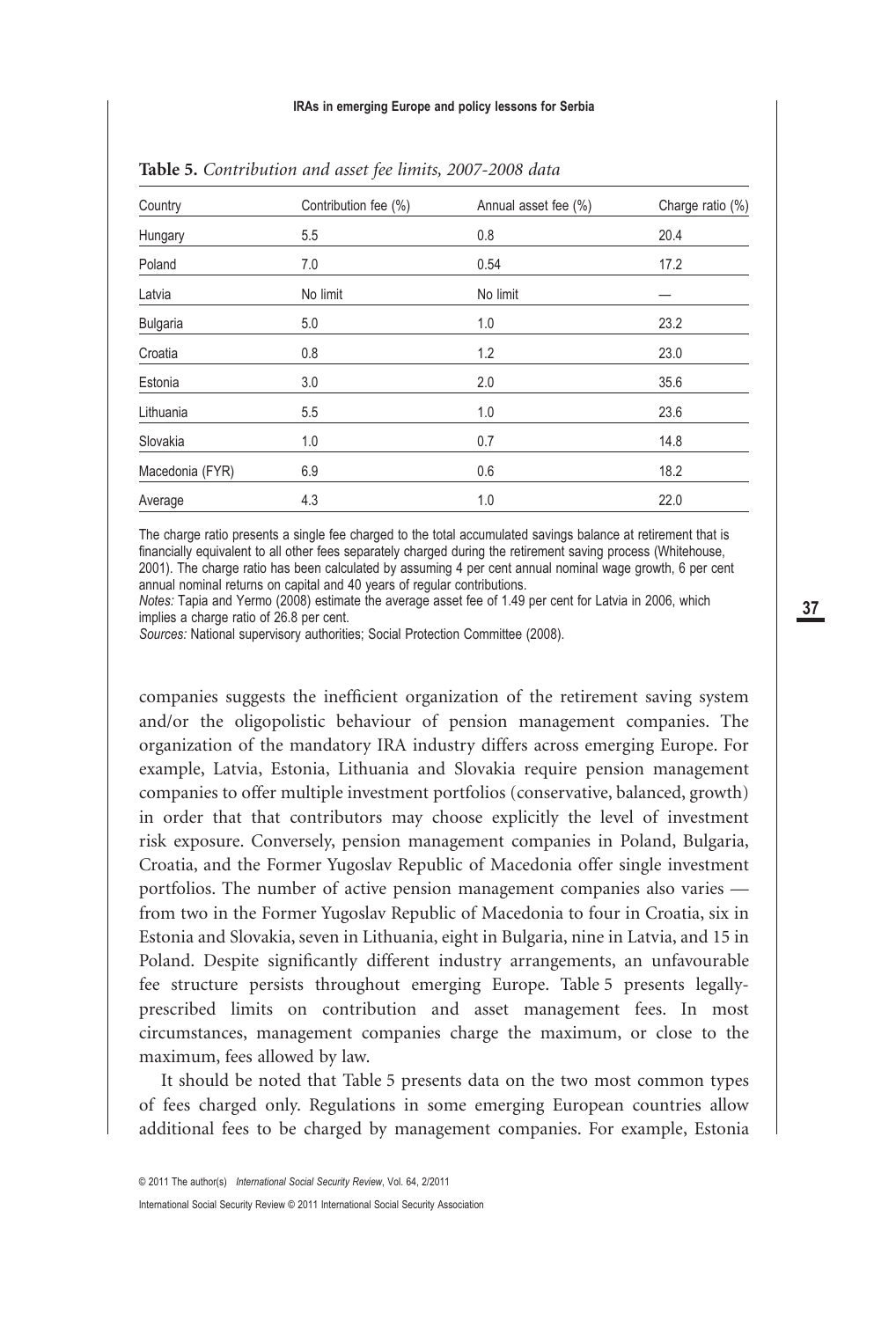**Table 5.** *Contribution and asset fee limits, 2007-2008 data*

| Country | Contribution fee (%) | Annual asset fee (%) | Charge ratio (%) |
|---|---|---|---|
| Hungary | 5.5 | 0.8 | 20.4 |
| Poland | 7.0 | 0.54 | 17.2 |
| Latvia | No limit | No limit | — |
| Bulgaria | 5.0 | 1.0 | 23.2 |
| Croatia | 0.8 | 1.2 | 23.0 |
| Estonia | 3.0 | 2.0 | 35.6 |
| Lithuania | 5.5 | 1.0 | 23.6 |
| Slovakia | 1.0 | 0.7 | 14.8 |
| Macedonia (FYR) | 6.9 | 0.6 | 18.2 |
| Average | 4.3 | 1.0 | 22.0 |

The charge ratio presents a single fee charged to the total accumulated savings balance at retirement that is financially equivalent to all other fees separately charged during the retirement saving process (Whitehouse, 2001). The charge ratio has been calculated by assuming 4 per cent annual nominal wage growth, 6 per cent annual nominal returns on capital and 40 years of regular contributions.

*Notes:* Tapia and Yermo (2008) estimate the average asset fee of 1.49 per cent for Latvia in 2006, which implies a charge ratio of 26.8 per cent.

*Sources:* National supervisory authorities; Social Protection Committee (2008).

companies suggests the inefficient organization of the retirement saving system and/or the oligopolistic behaviour of pension management companies. The organization of the mandatory IRA industry differs across emerging Europe. For example, Latvia, Estonia, Lithuania and Slovakia require pension management companies to offer multiple investment portfolios (conservative, balanced, growth) in order that that contributors may choose explicitly the level of investment risk exposure. Conversely, pension management companies in Poland, Bulgaria, Croatia, and the Former Yugoslav Republic of Macedonia offer single investment portfolios. The number of active pension management companies also varies — from two in the Former Yugoslav Republic of Macedonia to four in Croatia, six in Estonia and Slovakia, seven in Lithuania, eight in Bulgaria, nine in Latvia, and 15 in Poland. Despite significantly different industry arrangements, an unfavourable fee structure persists throughout emerging Europe. Table 5 presents legally-prescribed limits on contribution and asset management fees. In most circumstances, management companies charge the maximum, or close to the maximum, fees allowed by law.

It should be noted that Table 5 presents data on the two most common types of fees charged only. Regulations in some emerging European countries allow additional fees to be charged by management companies. For example, Estonia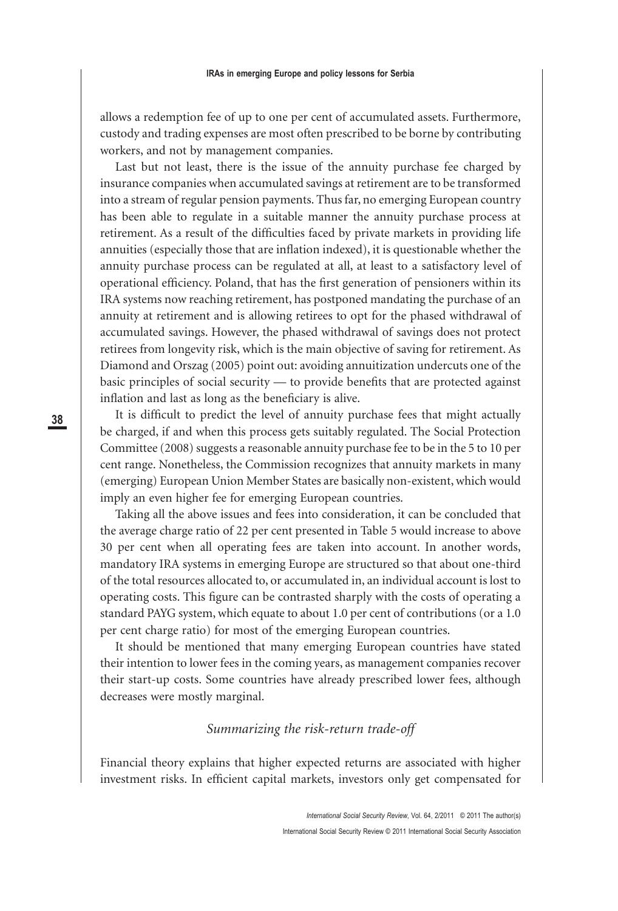allows a redemption fee of up to one per cent of accumulated assets. Furthermore, custody and trading expenses are most often prescribed to be borne by contributing workers, and not by management companies.

Last but not least, there is the issue of the annuity purchase fee charged by insurance companies when accumulated savings at retirement are to be transformed into a stream of regular pension payments. Thus far, no emerging European country has been able to regulate in a suitable manner the annuity purchase process at retirement. As a result of the difficulties faced by private markets in providing life annuities (especially those that are inflation indexed), it is questionable whether the annuity purchase process can be regulated at all, at least to a satisfactory level of operational efficiency. Poland, that has the first generation of pensioners within its IRA systems now reaching retirement, has postponed mandating the purchase of an annuity at retirement and is allowing retirees to opt for the phased withdrawal of accumulated savings. However, the phased withdrawal of savings does not protect retirees from longevity risk, which is the main objective of saving for retirement. As Diamond and Orszag (2005) point out: avoiding annuitization undercuts one of the basic principles of social security — to provide benefits that are protected against inflation and last as long as the beneficiary is alive.

It is difficult to predict the level of annuity purchase fees that might actually be charged, if and when this process gets suitably regulated. The Social Protection Committee (2008) suggests a reasonable annuity purchase fee to be in the 5 to 10 per cent range. Nonetheless, the Commission recognizes that annuity markets in many (emerging) European Union Member States are basically non-existent, which would imply an even higher fee for emerging European countries.

Taking all the above issues and fees into consideration, it can be concluded that the average charge ratio of 22 per cent presented in Table 5 would increase to above 30 per cent when all operating fees are taken into account. In another words, mandatory IRA systems in emerging Europe are structured so that about one-third of the total resources allocated to, or accumulated in, an individual account is lost to operating costs. This figure can be contrasted sharply with the costs of operating a standard PAYG system, which equate to about 1.0 per cent of contributions (or a 1.0 per cent charge ratio) for most of the emerging European countries.

It should be mentioned that many emerging European countries have stated their intention to lower fees in the coming years, as management companies recover their start-up costs. Some countries have already prescribed lower fees, although decreases were mostly marginal.

### *Summarizing the risk-return trade-off*

Financial theory explains that higher expected returns are associated with higher investment risks. In efficient capital markets, investors only get compensated for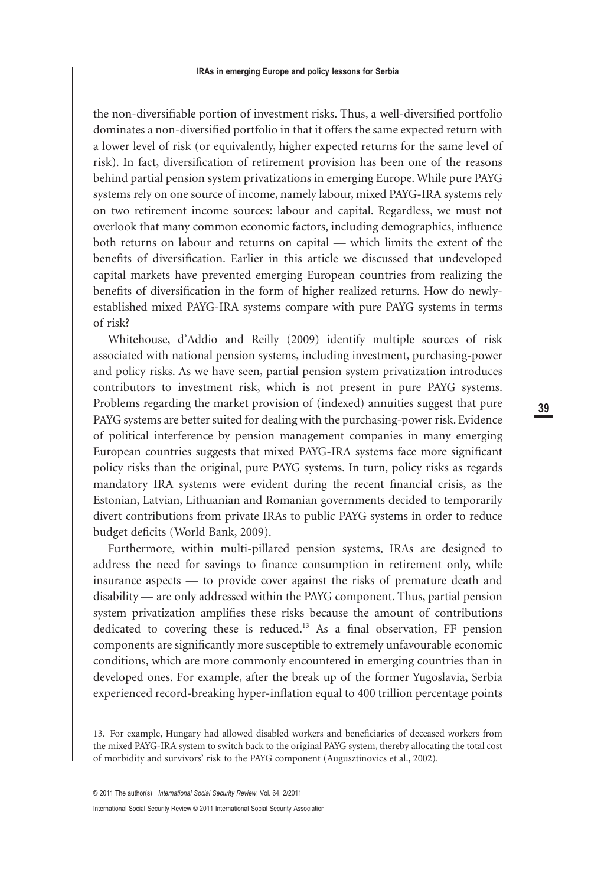the non-diversifiable portion of investment risks. Thus, a well-diversified portfolio dominates a non-diversified portfolio in that it offers the same expected return with a lower level of risk (or equivalently, higher expected returns for the same level of risk). In fact, diversification of retirement provision has been one of the reasons behind partial pension system privatizations in emerging Europe. While pure PAYG systems rely on one source of income, namely labour, mixed PAYG-IRA systems rely on two retirement income sources: labour and capital. Regardless, we must not overlook that many common economic factors, including demographics, influence both returns on labour and returns on capital — which limits the extent of the benefits of diversification. Earlier in this article we discussed that undeveloped capital markets have prevented emerging European countries from realizing the benefits of diversification in the form of higher realized returns. How do newly-established mixed PAYG-IRA systems compare with pure PAYG systems in terms of risk?

Whitehouse, d'Addio and Reilly (2009) identify multiple sources of risk associated with national pension systems, including investment, purchasing-power and policy risks. As we have seen, partial pension system privatization introduces contributors to investment risk, which is not present in pure PAYG systems. Problems regarding the market provision of (indexed) annuities suggest that pure PAYG systems are better suited for dealing with the purchasing-power risk. Evidence of political interference by pension management companies in many emerging European countries suggests that mixed PAYG-IRA systems face more significant policy risks than the original, pure PAYG systems. In turn, policy risks as regards mandatory IRA systems were evident during the recent financial crisis, as the Estonian, Latvian, Lithuanian and Romanian governments decided to temporarily divert contributions from private IRAs to public PAYG systems in order to reduce budget deficits (World Bank, 2009).

Furthermore, within multi-pillared pension systems, IRAs are designed to address the need for savings to finance consumption in retirement only, while insurance aspects — to provide cover against the risks of premature death and disability — are only addressed within the PAYG component. Thus, partial pension system privatization amplifies these risks because the amount of contributions dedicated to covering these is reduced.[13] As a final observation, FF pension components are significantly more susceptible to extremely unfavourable economic conditions, which are more commonly encountered in emerging countries than in developed ones. For example, after the break up of the former Yugoslavia, Serbia experienced record-breaking hyper-inflation equal to 400 trillion percentage points

13. For example, Hungary had allowed disabled workers and beneficiaries of deceased workers from the mixed PAYG-IRA system to switch back to the original PAYG system, thereby allocating the total cost of morbidity and survivors' risk to the PAYG component (Augusztinovics et al., 2002).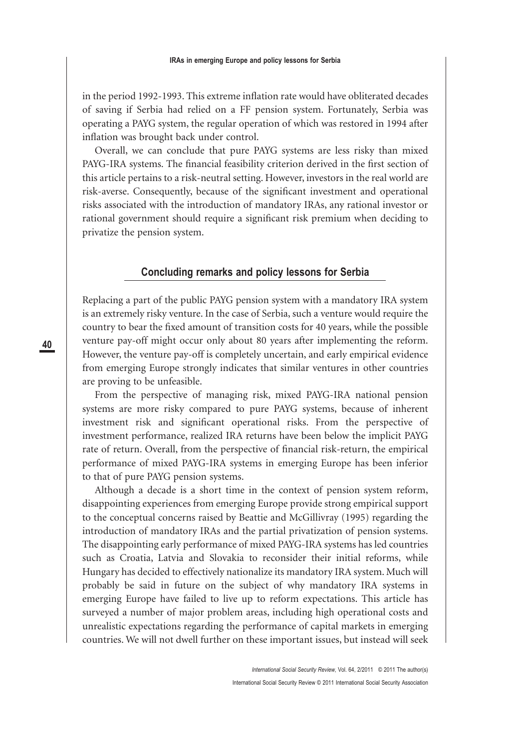in the period 1992-1993. This extreme inflation rate would have obliterated decades of saving if Serbia had relied on a FF pension system. Fortunately, Serbia was operating a PAYG system, the regular operation of which was restored in 1994 after inflation was brought back under control.

Overall, we can conclude that pure PAYG systems are less risky than mixed PAYG-IRA systems. The financial feasibility criterion derived in the first section of this article pertains to a risk-neutral setting. However, investors in the real world are risk-averse. Consequently, because of the significant investment and operational risks associated with the introduction of mandatory IRAs, any rational investor or rational government should require a significant risk premium when deciding to privatize the pension system.

## Concluding remarks and policy lessons for Serbia

Replacing a part of the public PAYG pension system with a mandatory IRA system is an extremely risky venture. In the case of Serbia, such a venture would require the country to bear the fixed amount of transition costs for 40 years, while the possible venture pay-off might occur only about 80 years after implementing the reform. However, the venture pay-off is completely uncertain, and early empirical evidence from emerging Europe strongly indicates that similar ventures in other countries are proving to be unfeasible.

From the perspective of managing risk, mixed PAYG-IRA national pension systems are more risky compared to pure PAYG systems, because of inherent investment risk and significant operational risks. From the perspective of investment performance, realized IRA returns have been below the implicit PAYG rate of return. Overall, from the perspective of financial risk-return, the empirical performance of mixed PAYG-IRA systems in emerging Europe has been inferior to that of pure PAYG pension systems.

Although a decade is a short time in the context of pension system reform, disappointing experiences from emerging Europe provide strong empirical support to the conceptual concerns raised by Beattie and McGillivray (1995) regarding the introduction of mandatory IRAs and the partial privatization of pension systems. The disappointing early performance of mixed PAYG-IRA systems has led countries such as Croatia, Latvia and Slovakia to reconsider their initial reforms, while Hungary has decided to effectively nationalize its mandatory IRA system. Much will probably be said in future on the subject of why mandatory IRA systems in emerging Europe have failed to live up to reform expectations. This article has surveyed a number of major problem areas, including high operational costs and unrealistic expectations regarding the performance of capital markets in emerging countries. We will not dwell further on these important issues, but instead will seek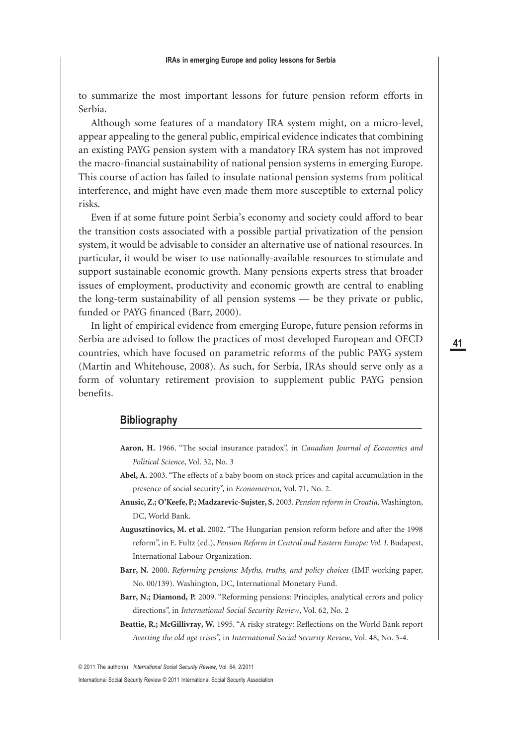to summarize the most important lessons for future pension reform efforts in Serbia.

Although some features of a mandatory IRA system might, on a micro-level, appear appealing to the general public, empirical evidence indicates that combining an existing PAYG pension system with a mandatory IRA system has not improved the macro-financial sustainability of national pension systems in emerging Europe. This course of action has failed to insulate national pension systems from political interference, and might have even made them more susceptible to external policy risks.

Even if at some future point Serbia's economy and society could afford to bear the transition costs associated with a possible partial privatization of the pension system, it would be advisable to consider an alternative use of national resources. In particular, it would be wiser to use nationally-available resources to stimulate and support sustainable economic growth. Many pensions experts stress that broader issues of employment, productivity and economic growth are central to enabling the long-term sustainability of all pension systems — be they private or public, funded or PAYG financed (Barr, 2000).

In light of empirical evidence from emerging Europe, future pension reforms in Serbia are advised to follow the practices of most developed European and OECD countries, which have focused on parametric reforms of the public PAYG system (Martin and Whitehouse, 2008). As such, for Serbia, IRAs should serve only as a form of voluntary retirement provision to supplement public PAYG pension benefits.

## Bibliography

**Aaron, H.** 1966. "The social insurance paradox", in *Canadian Journal of Economics and Political Science*, Vol. 32, No. 3

**Abel, A.** 2003. "The effects of a baby boom on stock prices and capital accumulation in the presence of social security", in *Econometrica*, Vol. 71, No. 2.

**Anusic, Z.; O'Keefe, P.; Madzarevic-Sujster, S.** 2003. *Pension reform in Croatia*. Washington, DC, World Bank.

**Augusztinovics, M. et al.** 2002. "The Hungarian pension reform before and after the 1998 reform", in E. Fultz (ed.), *Pension Reform in Central and Eastern Europe: Vol. I*. Budapest, International Labour Organization.

**Barr, N.** 2000. *Reforming pensions: Myths, truths, and policy choices* (IMF working paper, No. 00/139). Washington, DC, International Monetary Fund.

**Barr, N.; Diamond, P.** 2009. "Reforming pensions: Principles, analytical errors and policy directions", in *International Social Security Review*, Vol. 62, No. 2

**Beattie, R.; McGillivray, W.** 1995. "A risky strategy: Reflections on the World Bank report *Averting the old age crises*", in *International Social Security Review*, Vol. 48, No. 3-4.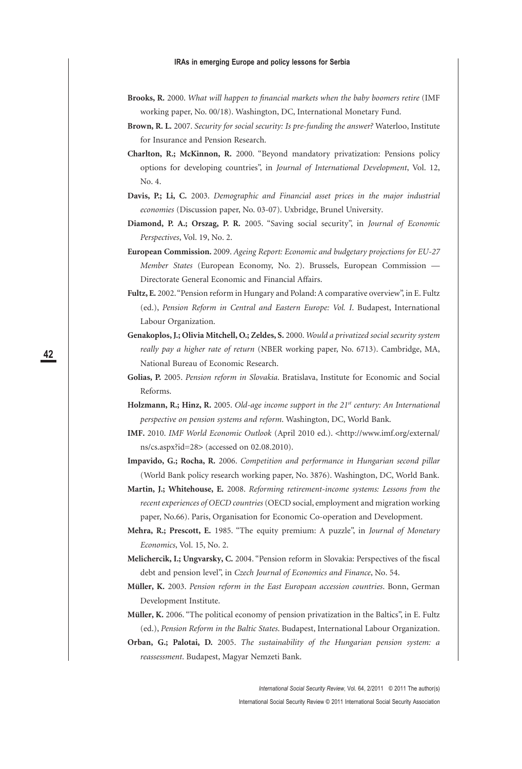**Brooks, R.** 2000. *What will happen to financial markets when the baby boomers retire* (IMF working paper, No. 00/18). Washington, DC, International Monetary Fund.

**Brown, R. L.** 2007. *Security for social security: Is pre-funding the answer?* Waterloo, Institute for Insurance and Pension Research.

**Charlton, R.; McKinnon, R.** 2000. "Beyond mandatory privatization: Pensions policy options for developing countries", in *Journal of International Development*, Vol. 12, No. 4.

**Davis, P.; Li, C.** 2003. *Demographic and Financial asset prices in the major industrial economies* (Discussion paper, No. 03-07). Uxbridge, Brunel University.

**Diamond, P. A.; Orszag, P. R.** 2005. "Saving social security", in *Journal of Economic Perspectives*, Vol. 19, No. 2.

**European Commission.** 2009. *Ageing Report: Economic and budgetary projections for EU-27 Member States* (European Economy, No. 2). Brussels, European Commission — Directorate General Economic and Financial Affairs.

**Fultz, E.** 2002. "Pension reform in Hungary and Poland: A comparative overview", in E. Fultz (ed.), *Pension Reform in Central and Eastern Europe: Vol. I*. Budapest, International Labour Organization.

**Genakoplos, J.; Olivia Mitchell, O.; Zeldes, S.** 2000. *Would a privatized social security system really pay a higher rate of return* (NBER working paper, No. 6713). Cambridge, MA, National Bureau of Economic Research.

**Golias, P.** 2005. *Pension reform in Slovakia*. Bratislava, Institute for Economic and Social Reforms.

**Holzmann, R.; Hinz, R.** 2005. *Old-age income support in the 21st century: An International perspective on pension systems and reform*. Washington, DC, World Bank.

**IMF.** 2010. *IMF World Economic Outlook* (April 2010 ed.). <http://www.imf.org/external/ns/cs.aspx?id=28> (accessed on 02.08.2010).

**Impavido, G.; Rocha, R.** 2006. *Competition and performance in Hungarian second pillar* (World Bank policy research working paper, No. 3876). Washington, DC, World Bank.

**Martin, J.; Whitehouse, E.** 2008. *Reforming retirement-income systems: Lessons from the recent experiences of OECD countries* (OECD social, employment and migration working paper, No.66). Paris, Organisation for Economic Co-operation and Development.

**Mehra, R.; Prescott, E.** 1985. "The equity premium: A puzzle", in *Journal of Monetary Economics*, Vol. 15, No. 2.

**Melichercik, I.; Ungvarsky, C.** 2004. "Pension reform in Slovakia: Perspectives of the fiscal debt and pension level", in *Czech Journal of Economics and Finance*, No. 54.

**Müller, K.** 2003. *Pension reform in the East European accession countries*. Bonn, German Development Institute.

**Müller, K.** 2006. "The political economy of pension privatization in the Baltics", in E. Fultz (ed.), *Pension Reform in the Baltic States*. Budapest, International Labour Organization.

**Orban, G.; Palotai, D.** 2005. *The sustainability of the Hungarian pension system: a reassessment*. Budapest, Magyar Nemzeti Bank.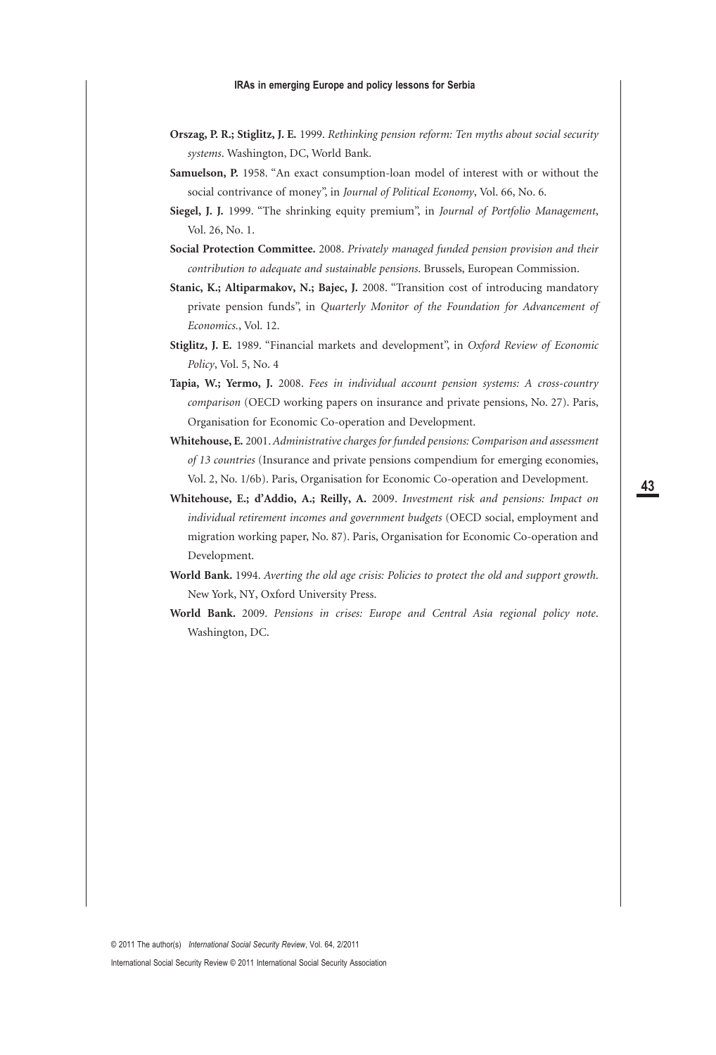**Orszag, P. R.; Stiglitz, J. E.** 1999. *Rethinking pension reform: Ten myths about social security systems*. Washington, DC, World Bank.

**Samuelson, P.** 1958. "An exact consumption-loan model of interest with or without the social contrivance of money", in *Journal of Political Economy*, Vol. 66, No. 6.

**Siegel, J. J.** 1999. "The shrinking equity premium", in *Journal of Portfolio Management*, Vol. 26, No. 1.

**Social Protection Committee.** 2008. *Privately managed funded pension provision and their contribution to adequate and sustainable pensions*. Brussels, European Commission.

**Stanic, K.; Altiparmakov, N.; Bajec, J.** 2008. "Transition cost of introducing mandatory private pension funds", in *Quarterly Monitor of the Foundation for Advancement of Economics.*, Vol. 12.

**Stiglitz, J. E.** 1989. "Financial markets and development", in *Oxford Review of Economic Policy*, Vol. 5, No. 4

**Tapia, W.; Yermo, J.** 2008. *Fees in individual account pension systems: A cross-country comparison* (OECD working papers on insurance and private pensions, No. 27). Paris, Organisation for Economic Co-operation and Development.

**Whitehouse, E.** 2001. *Administrative charges for funded pensions: Comparison and assessment of 13 countries* (Insurance and private pensions compendium for emerging economies, Vol. 2, No. 1/6b). Paris, Organisation for Economic Co-operation and Development.

**Whitehouse, E.; d'Addio, A.; Reilly, A.** 2009. *Investment risk and pensions: Impact on individual retirement incomes and government budgets* (OECD social, employment and migration working paper, No. 87). Paris, Organisation for Economic Co-operation and Development.

**World Bank.** 1994. *Averting the old age crisis: Policies to protect the old and support growth*. New York, NY, Oxford University Press.

**World Bank.** 2009. *Pensions in crises: Europe and Central Asia regional policy note*. Washington, DC.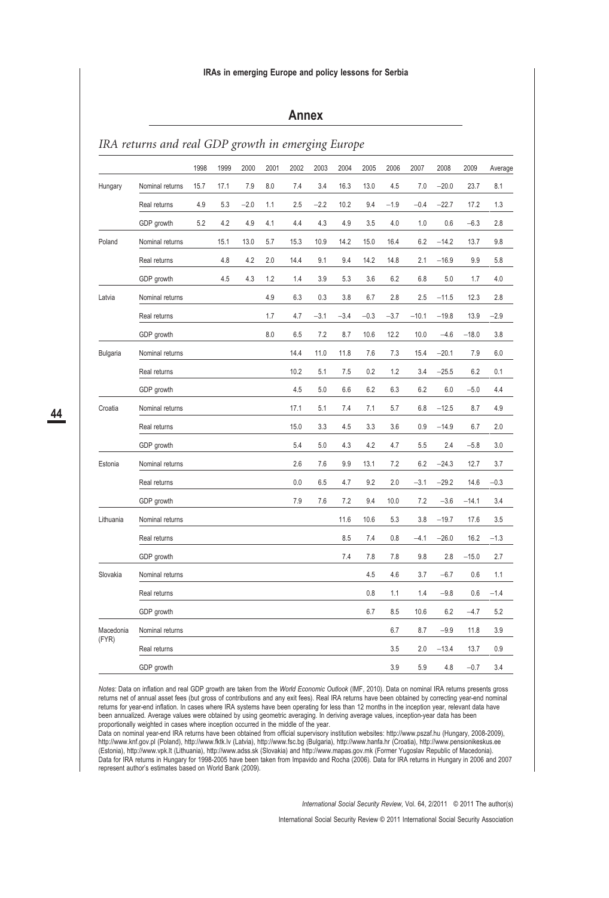## Annex

*IRA returns and real GDP growth in emerging Europe*

| | | 1998 | 1999 | 2000 | 2001 | 2002 | 2003 | 2004 | 2005 | 2006 | 2007 | 2008 | 2009 | Average |
|---|---|---|---|---|---|---|---|---|---|---|---|---|---|---|
| Hungary | Nominal returns | 15.7 | 17.1 | 7.9 | 8.0 | 7.4 | 3.4 | 16.3 | 13.0 | 4.5 | 7.0 | −20.0 | 23.7 | 8.1 |
| | Real returns | 4.9 | 5.3 | −2.0 | 1.1 | 2.5 | −2.2 | 10.2 | 9.4 | −1.9 | −0.4 | −22.7 | 17.2 | 1.3 |
| | GDP growth | 5.2 | 4.2 | 4.9 | 4.1 | 4.4 | 4.3 | 4.9 | 3.5 | 4.0 | 1.0 | 0.6 | −6.3 | 2.8 |
| Poland | Nominal returns | | 15.1 | 13.0 | 5.7 | 15.3 | 10.9 | 14.2 | 15.0 | 16.4 | 6.2 | −14.2 | 13.7 | 9.8 |
| | Real returns | | 4.8 | 4.2 | 2.0 | 14.4 | 9.1 | 9.4 | 14.2 | 14.8 | 2.1 | −16.9 | 9.9 | 5.8 |
| | GDP growth | | 4.5 | 4.3 | 1.2 | 1.4 | 3.9 | 5.3 | 3.6 | 6.2 | 6.8 | 5.0 | 1.7 | 4.0 |
| Latvia | Nominal returns | | | | 4.9 | 6.3 | 0.3 | 3.8 | 6.7 | 2.8 | 2.5 | −11.5 | 12.3 | 2.8 |
| | Real returns | | | | 1.7 | 4.7 | −3.1 | −3.4 | −0.3 | −3.7 | −10.1 | −19.8 | 13.9 | −2.9 |
| | GDP growth | | | | 8.0 | 6.5 | 7.2 | 8.7 | 10.6 | 12.2 | 10.0 | −4.6 | −18.0 | 3.8 |
| Bulgaria | Nominal returns | | | | | 14.4 | 11.0 | 11.8 | 7.6 | 7.3 | 15.4 | −20.1 | 7.9 | 6.0 |
| | Real returns | | | | | 10.2 | 5.1 | 7.5 | 0.2 | 1.2 | 3.4 | −25.5 | 6.2 | 0.1 |
| | GDP growth | | | | | 4.5 | 5.0 | 6.6 | 6.2 | 6.3 | 6.2 | 6.0 | −5.0 | 4.4 |
| Croatia | Nominal returns | | | | | 17.1 | 5.1 | 7.4 | 7.1 | 5.7 | 6.8 | −12.5 | 8.7 | 4.9 |
| | Real returns | | | | | 15.0 | 3.3 | 4.5 | 3.3 | 3.6 | 0.9 | −14.9 | 6.7 | 2.0 |
| | GDP growth | | | | | 5.4 | 5.0 | 4.3 | 4.2 | 4.7 | 5.5 | 2.4 | −5.8 | 3.0 |
| Estonia | Nominal returns | | | | | 2.6 | 7.6 | 9.9 | 13.1 | 7.2 | 6.2 | −24.3 | 12.7 | 3.7 |
| | Real returns | | | | | 0.0 | 6.5 | 4.7 | 9.2 | 2.0 | −3.1 | −29.2 | 14.6 | −0.3 |
| | GDP growth | | | | | 7.9 | 7.6 | 7.2 | 9.4 | 10.0 | 7.2 | −3.6 | −14.1 | 3.4 |
| Lithuania | Nominal returns | | | | | | | 11.6 | 10.6 | 5.3 | 3.8 | −19.7 | 17.6 | 3.5 |
| | Real returns | | | | | | | 8.5 | 7.4 | 0.8 | −4.1 | −26.0 | 16.2 | −1.3 |
| | GDP growth | | | | | | | 7.4 | 7.8 | 7.8 | 9.8 | 2.8 | −15.0 | 2.7 |
| Slovakia | Nominal returns | | | | | | | | 4.5 | 4.6 | 3.7 | −6.7 | 0.6 | 1.1 |
| | Real returns | | | | | | | | 0.8 | 1.1 | 1.4 | −9.8 | 0.6 | −1.4 |
| | GDP growth | | | | | | | | 6.7 | 8.5 | 10.6 | 6.2 | −4.7 | 5.2 |
| Macedonia (FYR) | Nominal returns | | | | | | | | | 6.7 | 8.7 | −9.9 | 11.8 | 3.9 |
| | Real returns | | | | | | | | | 3.5 | 2.0 | −13.4 | 13.7 | 0.9 |
| | GDP growth | | | | | | | | | 3.9 | 5.9 | 4.8 | −0.7 | 3.4 |

*Notes:* Data on inflation and real GDP growth are taken from the *World Economic Outlook* (IMF, 2010). Data on nominal IRA returns presents gross returns net of annual asset fees (but gross of contributions and any exit fees). Real IRA returns have been obtained by correcting year-end nominal returns for year-end inflation. In cases where IRA systems have been operating for less than 12 months in the inception year, relevant data have been annualized. Average values were obtained by using geometric averaging. In deriving average values, inception-year data has been proportionally weighted in cases where inception occurred in the middle of the year.

Data on nominal year-end IRA returns have been obtained from official supervisory institution websites: http://www.pszaf.hu (Hungary, 2008-2009), http://www.knf.gov.pl (Poland), http://www.fktk.lv (Latvia), http://www.fsc.bg (Bulgaria), http://www.hanfa.hr (Croatia), http://www.pensionikeskus.ee (Estonia), http://www.vpk.lt (Lithuania), http://www.adss.sk (Slovakia) and http://www.mapas.gov.mk (Former Yugoslav Republic of Macedonia). Data for IRA returns in Hungary for 1998-2005 have been taken from Impavido and Rocha (2006). Data for IRA returns in Hungary in 2006 and 2007 represent author's estimates based on World Bank (2009).